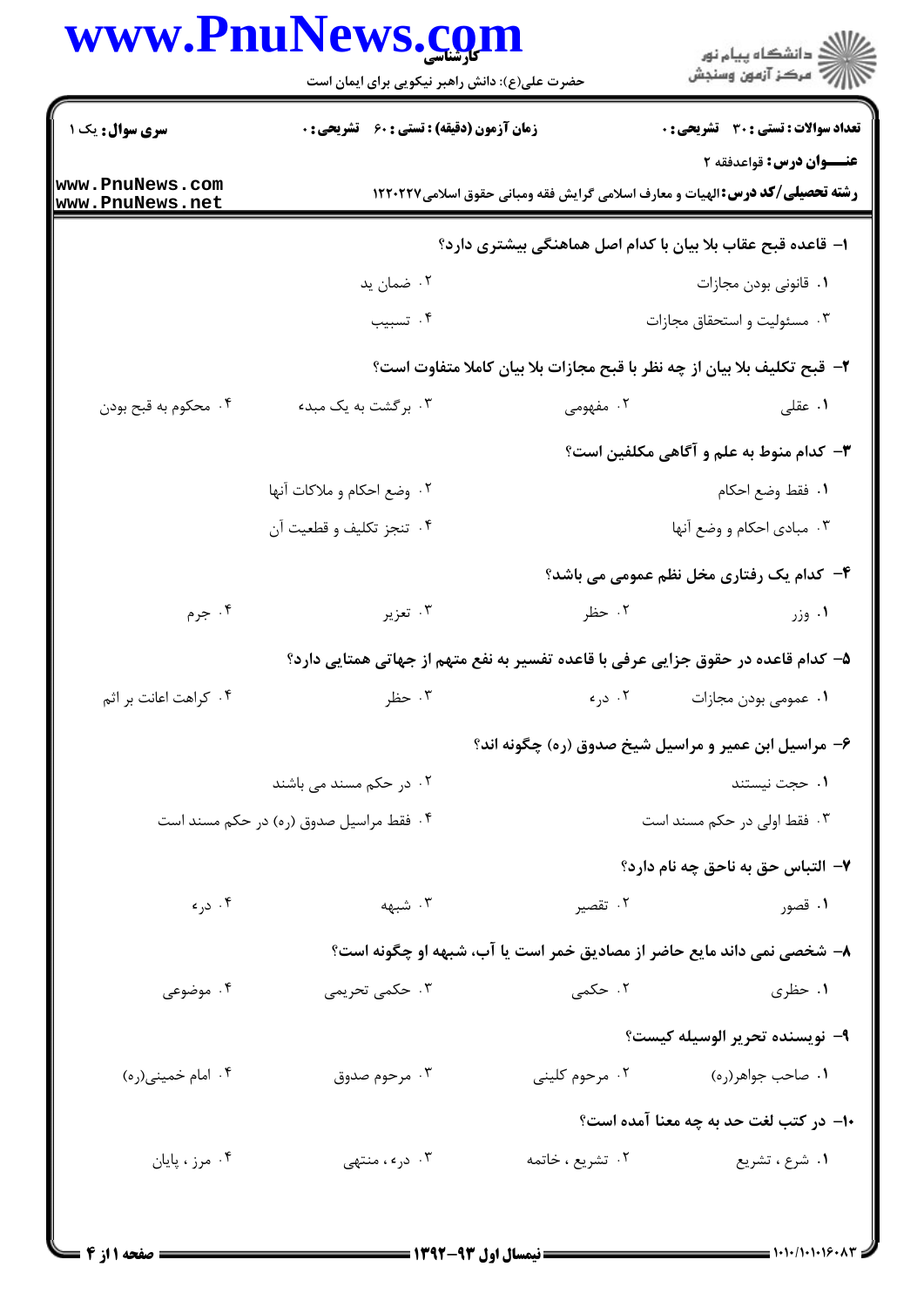**سری سوال:** یک ۱

**زمان آزمون (دقیقه) : تستی : ۶۰ تشریحی : ۰**

**تعداد سوالات : تستی : ۳۰ تشریحی : ۰**

**عنـــوان درس:** قواعدفقه ۲

**رشته تحصیلی/کد درس:** الهیات و معارف اسلامی گرایش فقه ومبانی حقوق اسلامی ۱۲۲۰۲۲۷

**۱- قاعده قبح عقاب بلا بیان با کدام اصل هماهنگی بیشتری دارد؟**

۱. قانونی بودن مجازات
۲. ضمان ید
۳. مسئولیت و استحقاق مجازات
۴. تسبیب

**۲- قبح تکلیف بلا بیان از چه نظر با قبح مجازات بلا بیان کاملا متفاوت است؟**

۱. عقلی
۲. مفهومی
۳. برگشت به یک مبدء
۴. محکوم به قبح بودن

**۳- کدام منوط به علم و آگاهی مکلفین است؟**

۱. فقط وضع احکام
۲. وضع احکام و ملاکات آنها
۳. مبادی احکام و وضع آنها
۴. تنجز تکلیف و قطعیت آن

**۴- کدام یک رفتاری مخل نظم عمومی می باشد؟**

۱. وزر
۲. حظر
۳. تعزیر
۴. جرم

**۵- کدام قاعده در حقوق جزایی عرفی با قاعده تفسیر به نفع متهم از جهاتی همتایی دارد؟**

۱. عمومی بودن مجازات
۲. درء
۳. حظر
۴. کراهت اعانت بر اثم

**۶- مراسیل ابن عمیر و مراسیل شیخ صدوق (ره) چگونه اند؟**

۱. حجت نیستند
۲. در حکم مسند می باشند
۳. فقط اولی در حکم مسند است
۴. فقط مراسیل صدوق (ره) در حکم مسند است

**۷- التباس حق به ناحق چه نام دارد؟**

۱. قصور
۲. تقصیر
۳. شبهه
۴. درء

**۸- شخصی نمی داند مایع حاضر از مصادیق خمر است یا آب، شبهه او چگونه است؟**

۱. حظری
۲. حکمی
۳. حکمی تحریمی
۴. موضوعی

**۹- نویسنده تحریر الوسیله کیست؟**

۱. صاحب جواهر(ره)
۲. مرحوم کلینی
۳. مرحوم صدوق
۴. امام خمینی(ره)

**۱۰- در کتب لغت حد به چه معنا آمده است؟**

۱. شرع ، تشریع
۲. تشریع ، خاتمه
۳. درء ، منتهی
۴. مرز ، پایان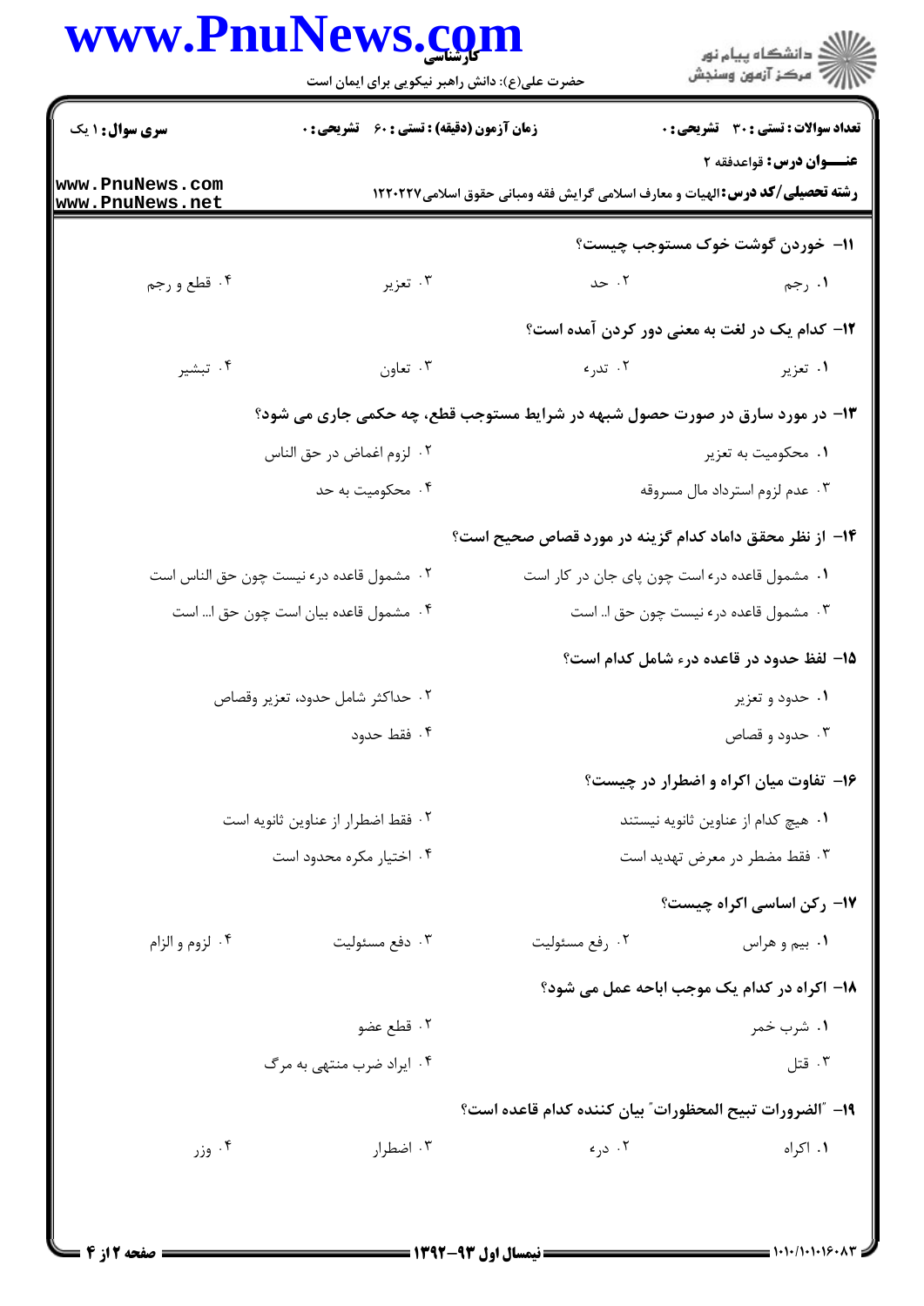**سری سوال:** ۱ یک

**زمان آزمون (دقیقه) : تستی :** ۶۰ **تشریحی :** ۰

**تعداد سوالات : تستی :** ۳۰ **تشریحی :** ۰

**عنـــوان درس:** قواعدفقه ۲

**رشته تحصیلی/کد درس:** الهیات و معارف اسلامی گرایش فقه ومبانی حقوق اسلامی۱۲۲۰۲۲۷

۱۱- خوردن گوشت خوک مستوجب چیست؟

۱. رجم ۲. حد ۳. تعزیر ۴. قطع و رجم

۱۲- کدام یک در لغت به معنی دور کردن آمده است؟

۱. تعزیر ۲. تدرء ۳. تعاون ۴. تبشیر

۱۳- در مورد سارق در صورت حصول شبهه در شرایط مستوجب قطع، چه حکمی جاری می شود؟

۱. محکومیت به تعزیر
۲. لزوم اغماض در حق الناس
۳. عدم لزوم استرداد مال مسروقه
۴. محکومیت به حد

۱۴- از نظر محقق داماد کدام گزینه در مورد قصاص صحیح است؟

۱. مشمول قاعده درء است چون پای جان در کار است
۲. مشمول قاعده درء نیست چون حق الناس است
۳. مشمول قاعده درء نیست چون حق ا.. است
۴. مشمول قاعده بیان است چون حق ا... است

۱۵- لفظ حدود در قاعده درء شامل کدام است؟

۱. حدود و تعزیر
۲. حداکثر شامل حدود، تعزیر وقصاص
۳. حدود و قصاص
۴. فقط حدود

۱۶- تفاوت میان اکراه و اضطرار در چیست؟

۱. هیچ کدام از عناوین ثانویه نیستند
۲. فقط اضطرار از عناوین ثانویه است
۳. فقط مضطر در معرض تهدید است
۴. اختیار مکره محدود است

۱۷- رکن اساسی اکراه چیست؟

۱. بیم و هراس ۲. رفع مسئولیت ۳. دفع مسئولیت ۴. لزوم و الزام

۱۸- اکراه در کدام یک موجب اباحه عمل می شود؟

۱. شرب خمر
۲. قطع عضو
۳. قتل
۴. ایراد ضرب منتهی به مرگ

۱۹- "الضرورات تبیح المحظورات" بیان کننده کدام قاعده است؟

۱. اکراه ۲. درء ۳. اضطرار ۴. وزر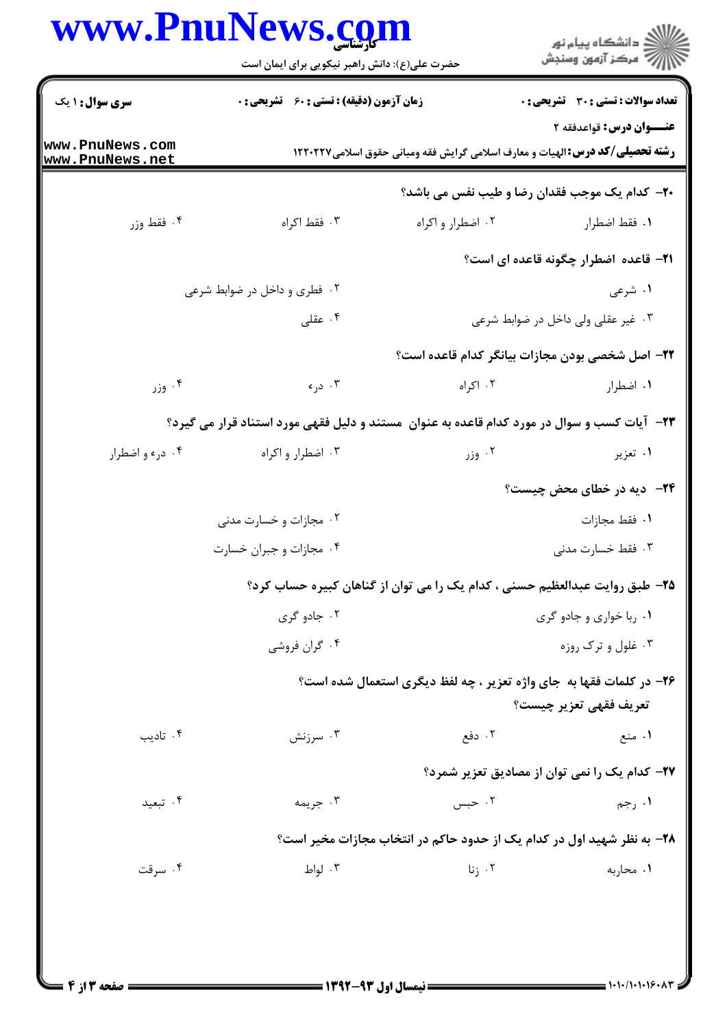**سری سوال:** ۱ یک | **زمان آزمون (دقیقه) : تستی :** ۶۰ **تشریحی :** ۰ | **تعداد سوالات : تستی :** ۳۰ **تشریحی :** ۰

**عنـــوان درس:** قواعدفقه ۲

**رشته تحصیلی/کد درس:** الهیات و معارف اسلامی گرایش فقه ومبانی حقوق اسلامی۱۲۲۰۲۲۷

**۲۰- کدام یک موجب فقدان رضا و طیب نفس می باشد؟**

۱. فقط اضطرار
۲. اضطرار و اکراه
۳. فقط اکراه
۴. فقط وزر

**۲۱- قاعده اضطرار چگونه قاعده ای است؟**

۱. شرعی
۲. فطری و داخل در ضوابط شرعی
۳. غیر عقلی ولی داخل در ضوابط شرعی
۴. عقلی

**۲۲- اصل شخصی بودن مجازات بیانگر کدام قاعده است؟**

۱. اضطرار
۲. اکراه
۳. درء
۴. وزر

**۲۳- آیات کسب و سوال در مورد کدام قاعده به عنوان مستند و دلیل فقهی مورد استناد قرار می گیرد؟**

۱. تعزیر
۲. وزر
۳. اضطرار و اکراه
۴. درء و اضطرار

**۲۴- دیه در خطای محض چیست؟**

۱. فقط مجازات
۲. مجازات و خسارت مدنی
۳. فقط خسارت مدنی
۴. مجازات و جبران خسارت

**۲۵- طبق روایت عبدالعظیم حسنی ، کدام یک را می توان از گناهان کبیره حساب کرد؟**

۱. ربا خواری و جادو گری
۲. جادو گری
۳. غلول و ترک روزه
۴. گران فروشی

**۲۶- در کلمات فقها به جای واژه تعزیر ، چه لفظ دیگری استعمال شده است؟ تعریف فقهی تعزیر چیست؟**

۱. منع
۲. دفع
۳. سرزنش
۴. تادیب

**۲۷- کدام یک را نمی توان از مصادیق تعزیر شمرد؟**

۱. رجم
۲. حبس
۳. جریمه
۴. تبعید

**۲۸- به نظر شهید اول در کدام یک از حدود حاکم در انتخاب مجازات مخیر است؟**

۱. محاربه
۲. زنا
۳. لواط
۴. سرقت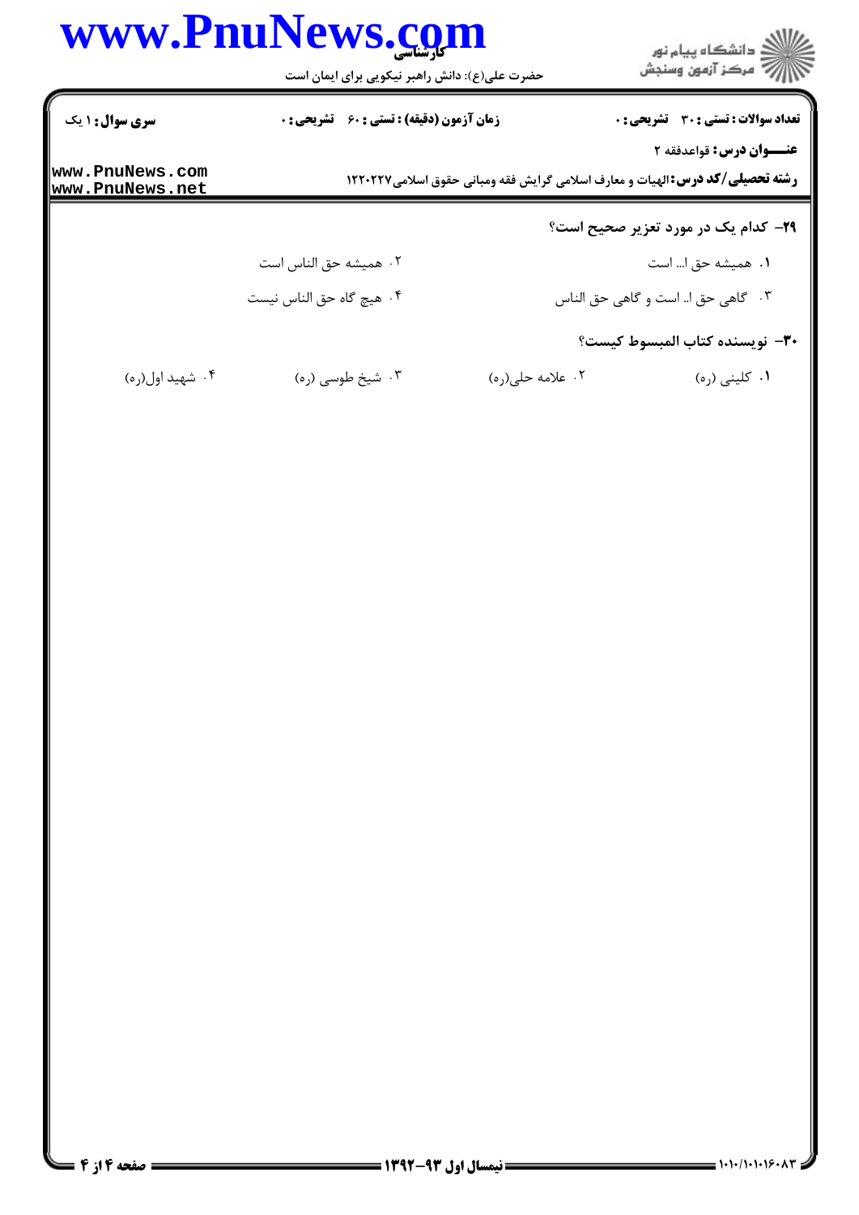**سری سوال:** ۱ یک

**زمان آزمون (دقیقه) : تستی : ۶۰ تشریحی : ۰**

**تعداد سوالات : تستی : ۳۰ تشریحی : ۰**

**عنـــوان درس:** قواعدفقه ۲

**رشته تحصیلی/کد درس:** الهیات و معارف اسلامی گرایش فقه ومبانی حقوق اسلامی۱۲۲۰۲۲۷

**۲۹- کدام یک در مورد تعزیر صحیح است؟**

۱. همیشه حق ا... است

۲. همیشه حق الناس است

۳. گاهی حق ا.. است و گاهی حق الناس

۴. هیچ گاه حق الناس نیست

**۳۰- نویسنده کتاب المبسوط کیست؟**

۱. کلینی (ره)

۲. علامه حلی(ره)

۳. شیخ طوسی (ره)

۴. شهید اول(ره)